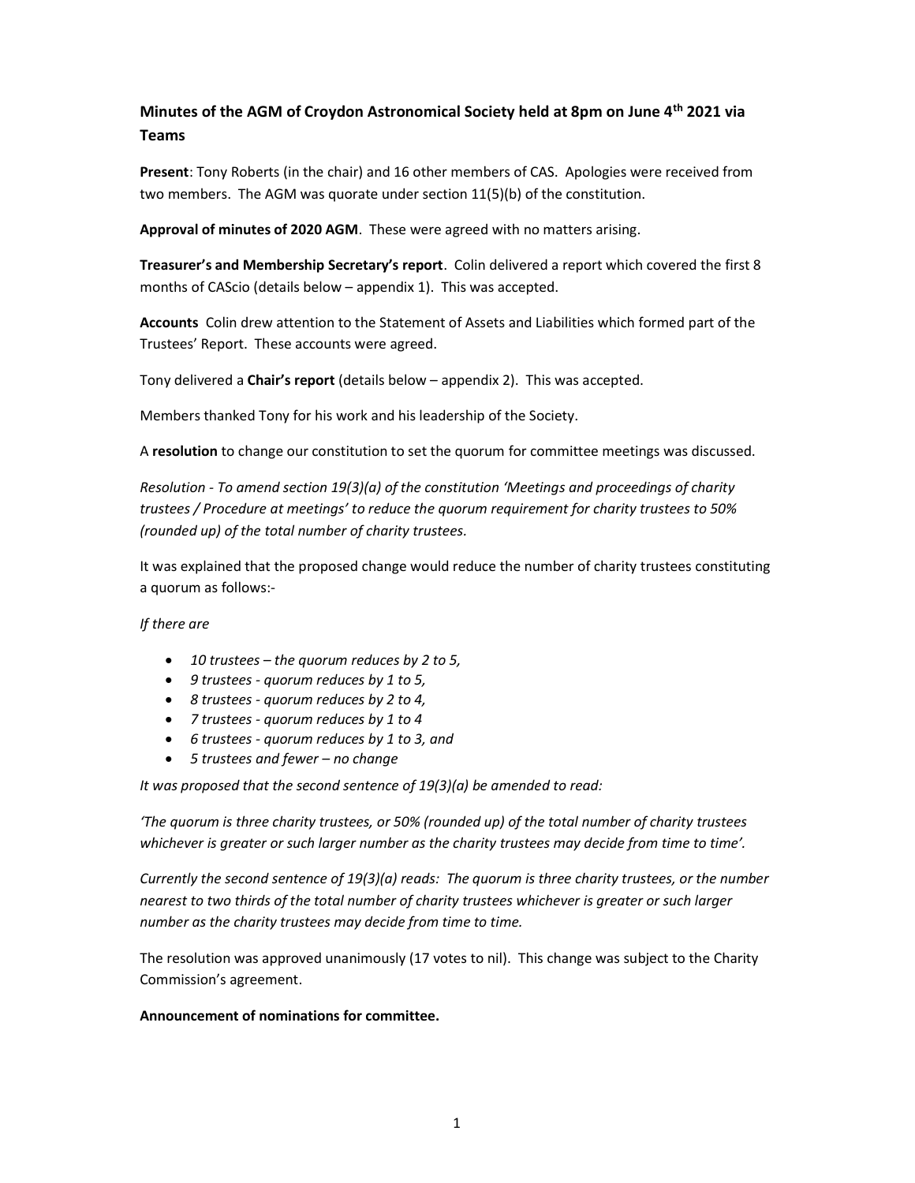# Minutes of the AGM of Croydon Astronomical Society held at 8pm on June 4th 2021 via Teams

**Present**: Tony Roberts (in the chair) and 16 other members of CAS. Apologies were received from two members. The AGM was quorate under section 11(5)(b) of the constitution.

**Approval of minutes of 2020 AGM**. These were agreed with no matters arising.

**Treasurer's and Membership Secretary's report**. Colin delivered a report which covered the first 8 months of CAScio (details below – appendix 1). This was accepted.

**Accounts** Colin drew attention to the Statement of Assets and Liabilities which formed part of the Trustees' Report. These accounts were agreed.

Tony delivered a **Chair's report** (details below – appendix 2). This was accepted.

Members thanked Tony for his work and his leadership of the Society.

A **resolution** to change our constitution to set the quorum for committee meetings was discussed.

*Resolution - To amend section 19(3)(a) of the constitution 'Meetings and proceedings of charity trustees / Procedure at meetings' to reduce the quorum requirement for charity trustees to 50% (rounded up) of the total number of charity trustees.*

It was explained that the proposed change would reduce the number of charity trustees constituting a quorum as follows:-

*If there are*

- *10 trustees – the quorum reduces by 2 to 5,*
- *9 trustees - quorum reduces by 1 to 5,*
- *8 trustees - quorum reduces by 2 to 4,*
- *7 trustees - quorum reduces by 1 to 4*
- *6 trustees - quorum reduces by 1 to 3, and*
- *5 trustees and fewer – no change*

*It was proposed that the second sentence of 19(3)(a) be amended to read:*

*'The quorum is three charity trustees, or 50% (rounded up) of the total number of charity trustees whichever is greater or such larger number as the charity trustees may decide from time to time'.*

*Currently the second sentence of 19(3)(a) reads: The quorum is three charity trustees, or the number nearest to two thirds of the total number of charity trustees whichever is greater or such larger number as the charity trustees may decide from time to time.*

The resolution was approved unanimously (17 votes to nil). This change was subject to the Charity Commission's agreement.

**Announcement of nominations for committee.**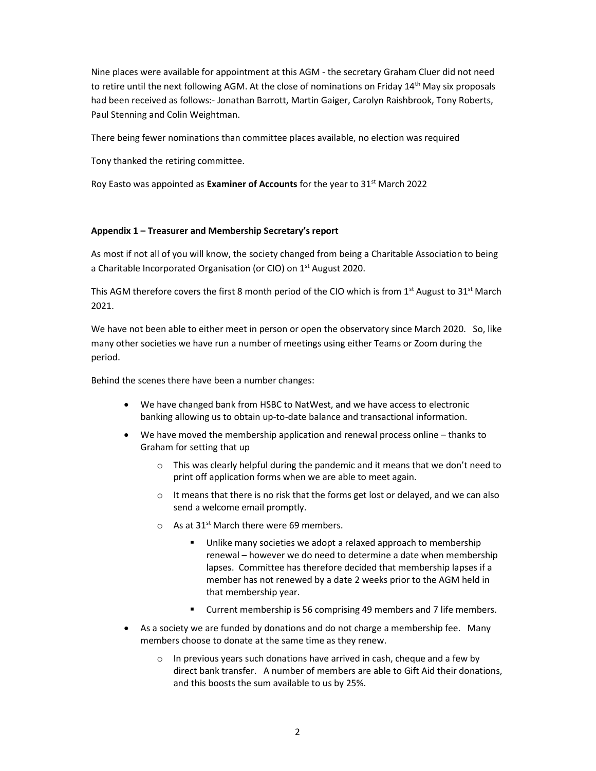Nine places were available for appointment at this AGM - the secretary Graham Cluer did not need to retire until the next following AGM. At the close of nominations on Friday 14th May six proposals had been received as follows:- Jonathan Barrott, Martin Gaiger, Carolyn Raishbrook, Tony Roberts, Paul Stenning and Colin Weightman.

There being fewer nominations than committee places available, no election was required

Tony thanked the retiring committee.

Roy Easto was appointed as **Examiner of Accounts** for the year to 31st March 2022

**Appendix 1 – Treasurer and Membership Secretary's report**

As most if not all of you will know, the society changed from being a Charitable Association to being a Charitable Incorporated Organisation (or CIO) on 1st August 2020.

This AGM therefore covers the first 8 month period of the CIO which is from 1st August to 31st March 2021.

We have not been able to either meet in person or open the observatory since March 2020. So, like many other societies we have run a number of meetings using either Teams or Zoom during the period.

Behind the scenes there have been a number changes:

- We have changed bank from HSBC to NatWest, and we have access to electronic banking allowing us to obtain up-to-date balance and transactional information.
- We have moved the membership application and renewal process online – thanks to Graham for setting that up
    - This was clearly helpful during the pandemic and it means that we don't need to print off application forms when we are able to meet again.
    - It means that there is no risk that the forms get lost or delayed, and we can also send a welcome email promptly.
    - As at 31st March there were 69 members.
        - Unlike many societies we adopt a relaxed approach to membership renewal – however we do need to determine a date when membership lapses. Committee has therefore decided that membership lapses if a member has not renewed by a date 2 weeks prior to the AGM held in that membership year.
        - Current membership is 56 comprising 49 members and 7 life members.
- As a society we are funded by donations and do not charge a membership fee. Many members choose to donate at the same time as they renew.
    - In previous years such donations have arrived in cash, cheque and a few by direct bank transfer. A number of members are able to Gift Aid their donations, and this boosts the sum available to us by 25%.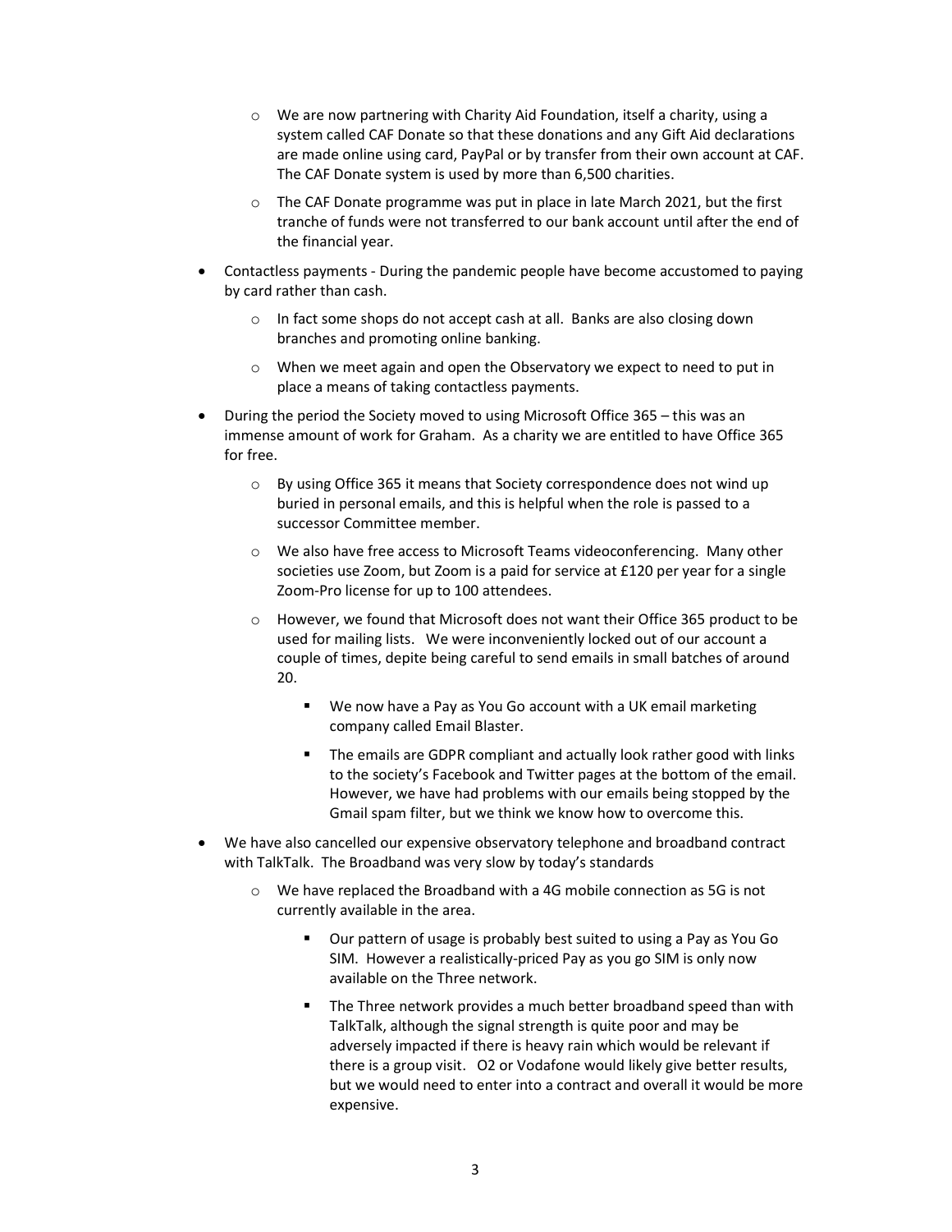- We are now partnering with Charity Aid Foundation, itself a charity, using a system called CAF Donate so that these donations and any Gift Aid declarations are made online using card, PayPal or by transfer from their own account at CAF. The CAF Donate system is used by more than 6,500 charities.
  - The CAF Donate programme was put in place in late March 2021, but the first tranche of funds were not transferred to our bank account until after the end of the financial year.
- Contactless payments - During the pandemic people have become accustomed to paying by card rather than cash.
  - In fact some shops do not accept cash at all. Banks are also closing down branches and promoting online banking.
  - When we meet again and open the Observatory we expect to need to put in place a means of taking contactless payments.
- During the period the Society moved to using Microsoft Office 365 – this was an immense amount of work for Graham. As a charity we are entitled to have Office 365 for free.
  - By using Office 365 it means that Society correspondence does not wind up buried in personal emails, and this is helpful when the role is passed to a successor Committee member.
  - We also have free access to Microsoft Teams videoconferencing. Many other societies use Zoom, but Zoom is a paid for service at £120 per year for a single Zoom-Pro license for up to 100 attendees.
  - However, we found that Microsoft does not want their Office 365 product to be used for mailing lists. We were inconveniently locked out of our account a couple of times, depite being careful to send emails in small batches of around 20.
    - We now have a Pay as You Go account with a UK email marketing company called Email Blaster.
    - The emails are GDPR compliant and actually look rather good with links to the society's Facebook and Twitter pages at the bottom of the email. However, we have had problems with our emails being stopped by the Gmail spam filter, but we think we know how to overcome this.
- We have also cancelled our expensive observatory telephone and broadband contract with TalkTalk. The Broadband was very slow by today's standards
  - We have replaced the Broadband with a 4G mobile connection as 5G is not currently available in the area.
    - Our pattern of usage is probably best suited to using a Pay as You Go SIM. However a realistically-priced Pay as you go SIM is only now available on the Three network.
    - The Three network provides a much better broadband speed than with TalkTalk, although the signal strength is quite poor and may be adversely impacted if there is heavy rain which would be relevant if there is a group visit. O2 or Vodafone would likely give better results, but we would need to enter into a contract and overall it would be more expensive.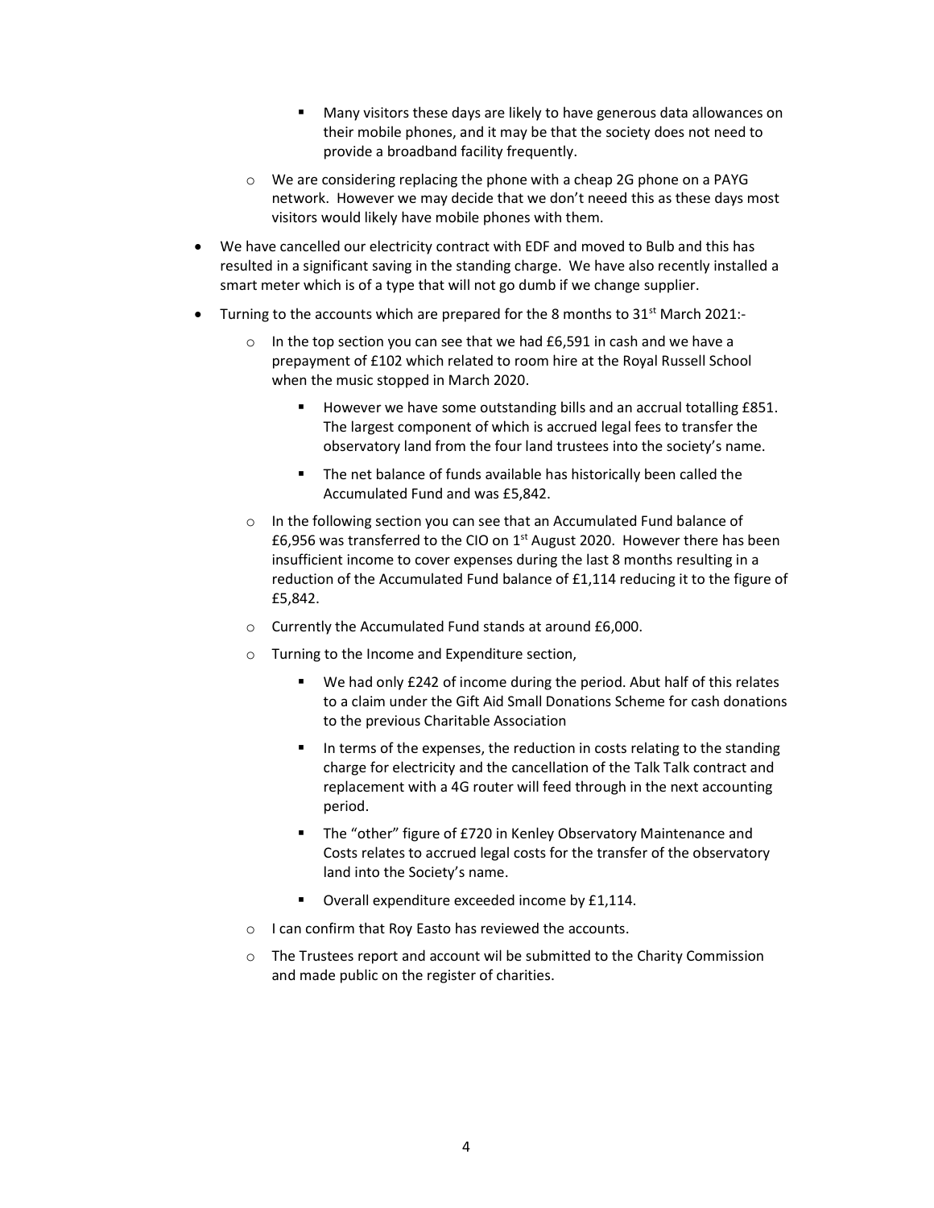- Many visitors these days are likely to have generous data allowances on their mobile phones, and it may be that the society does not need to provide a broadband facility frequently.
  - We are considering replacing the phone with a cheap 2G phone on a PAYG network. However we may decide that we don't neeed this as these days most visitors would likely have mobile phones with them.
- We have cancelled our electricity contract with EDF and moved to Bulb and this has resulted in a significant saving in the standing charge. We have also recently installed a smart meter which is of a type that will not go dumb if we change supplier.
- Turning to the accounts which are prepared for the 8 months to 31st March 2021:-
  - In the top section you can see that we had £6,591 in cash and we have a prepayment of £102 which related to room hire at the Royal Russell School when the music stopped in March 2020.
    - However we have some outstanding bills and an accrual totalling £851. The largest component of which is accrued legal fees to transfer the observatory land from the four land trustees into the society's name.
    - The net balance of funds available has historically been called the Accumulated Fund and was £5,842.
  - In the following section you can see that an Accumulated Fund balance of £6,956 was transferred to the CIO on 1st August 2020. However there has been insufficient income to cover expenses during the last 8 months resulting in a reduction of the Accumulated Fund balance of £1,114 reducing it to the figure of £5,842.
  - Currently the Accumulated Fund stands at around £6,000.
  - Turning to the Income and Expenditure section,
    - We had only £242 of income during the period. Abut half of this relates to a claim under the Gift Aid Small Donations Scheme for cash donations to the previous Charitable Association
    - In terms of the expenses, the reduction in costs relating to the standing charge for electricity and the cancellation of the Talk Talk contract and replacement with a 4G router will feed through in the next accounting period.
    - The "other" figure of £720 in Kenley Observatory Maintenance and Costs relates to accrued legal costs for the transfer of the observatory land into the Society's name.
    - Overall expenditure exceeded income by £1,114.
  - I can confirm that Roy Easto has reviewed the accounts.
  - The Trustees report and account wil be submitted to the Charity Commission and made public on the register of charities.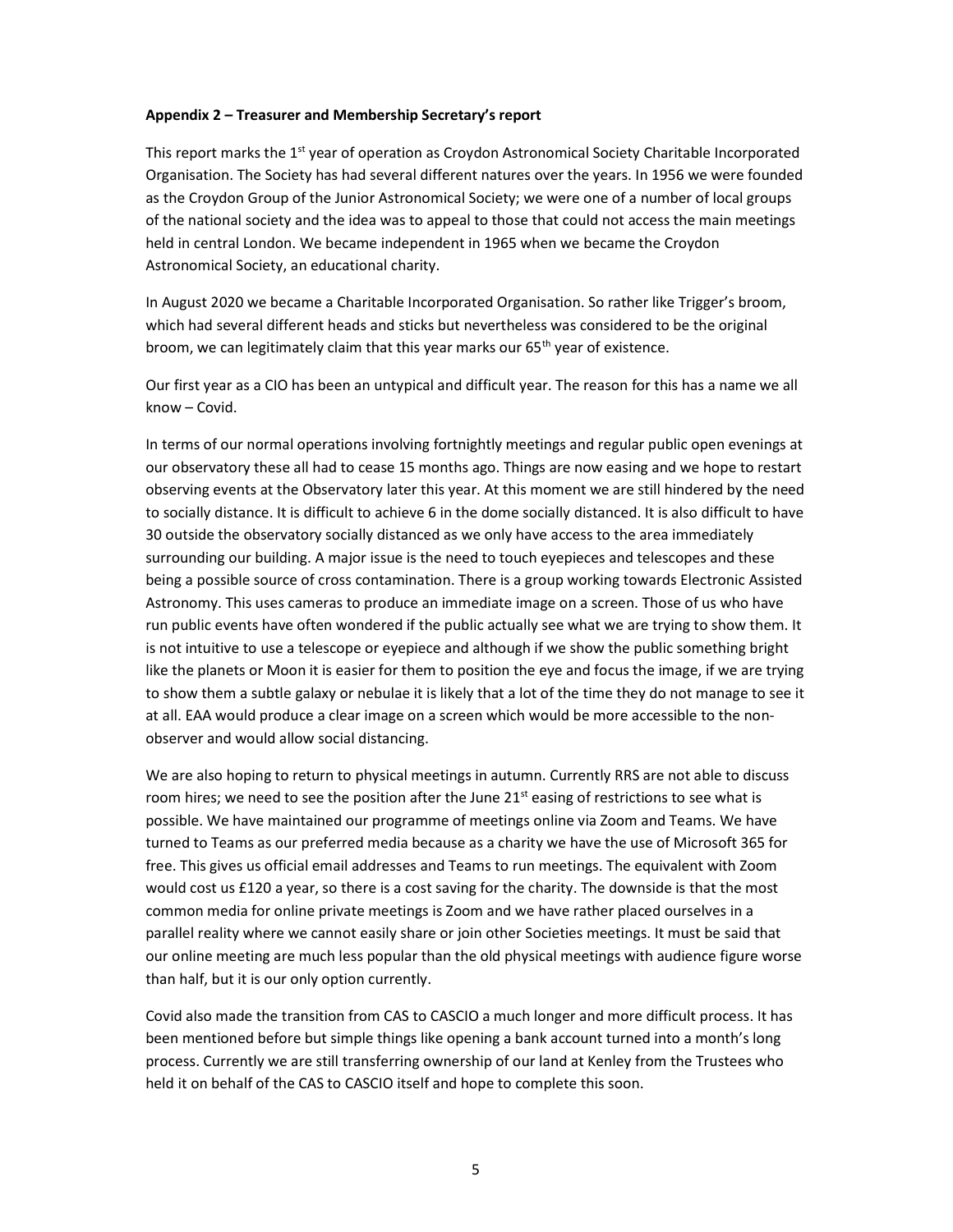**Appendix 2 – Treasurer and Membership Secretary's report**

This report marks the 1st year of operation as Croydon Astronomical Society Charitable Incorporated Organisation. The Society has had several different natures over the years. In 1956 we were founded as the Croydon Group of the Junior Astronomical Society; we were one of a number of local groups of the national society and the idea was to appeal to those that could not access the main meetings held in central London. We became independent in 1965 when we became the Croydon Astronomical Society, an educational charity.

In August 2020 we became a Charitable Incorporated Organisation. So rather like Trigger's broom, which had several different heads and sticks but nevertheless was considered to be the original broom, we can legitimately claim that this year marks our 65th year of existence.

Our first year as a CIO has been an untypical and difficult year. The reason for this has a name we all know – Covid.

In terms of our normal operations involving fortnightly meetings and regular public open evenings at our observatory these all had to cease 15 months ago. Things are now easing and we hope to restart observing events at the Observatory later this year. At this moment we are still hindered by the need to socially distance. It is difficult to achieve 6 in the dome socially distanced. It is also difficult to have 30 outside the observatory socially distanced as we only have access to the area immediately surrounding our building. A major issue is the need to touch eyepieces and telescopes and these being a possible source of cross contamination. There is a group working towards Electronic Assisted Astronomy. This uses cameras to produce an immediate image on a screen. Those of us who have run public events have often wondered if the public actually see what we are trying to show them. It is not intuitive to use a telescope or eyepiece and although if we show the public something bright like the planets or Moon it is easier for them to position the eye and focus the image, if we are trying to show them a subtle galaxy or nebulae it is likely that a lot of the time they do not manage to see it at all. EAA would produce a clear image on a screen which would be more accessible to the non-observer and would allow social distancing.

We are also hoping to return to physical meetings in autumn. Currently RRS are not able to discuss room hires; we need to see the position after the June 21st easing of restrictions to see what is possible. We have maintained our programme of meetings online via Zoom and Teams. We have turned to Teams as our preferred media because as a charity we have the use of Microsoft 365 for free. This gives us official email addresses and Teams to run meetings. The equivalent with Zoom would cost us £120 a year, so there is a cost saving for the charity. The downside is that the most common media for online private meetings is Zoom and we have rather placed ourselves in a parallel reality where we cannot easily share or join other Societies meetings. It must be said that our online meeting are much less popular than the old physical meetings with audience figure worse than half, but it is our only option currently.

Covid also made the transition from CAS to CASCIO a much longer and more difficult process. It has been mentioned before but simple things like opening a bank account turned into a month's long process. Currently we are still transferring ownership of our land at Kenley from the Trustees who held it on behalf of the CAS to CASCIO itself and hope to complete this soon.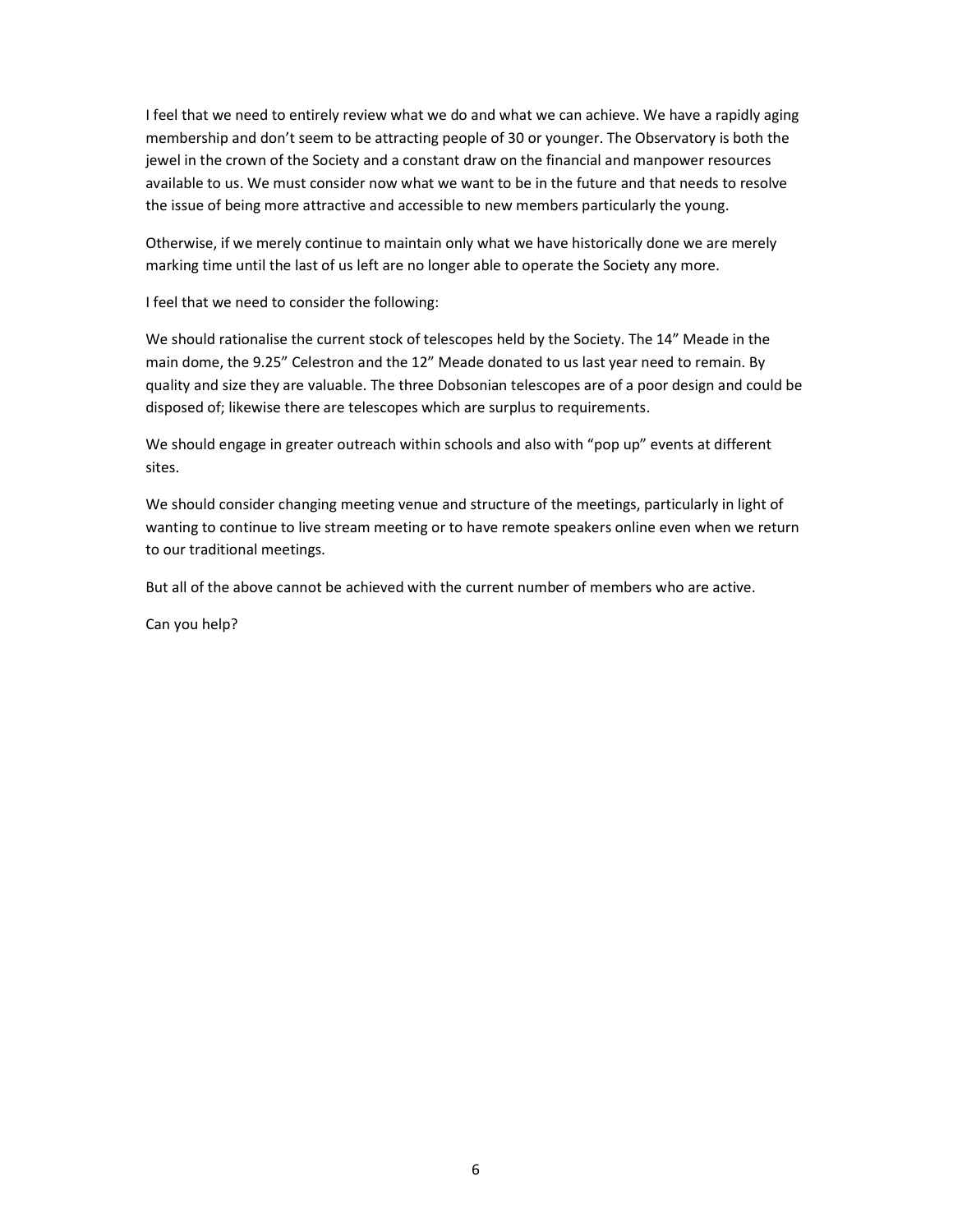I feel that we need to entirely review what we do and what we can achieve. We have a rapidly aging membership and don't seem to be attracting people of 30 or younger. The Observatory is both the jewel in the crown of the Society and a constant draw on the financial and manpower resources available to us. We must consider now what we want to be in the future and that needs to resolve the issue of being more attractive and accessible to new members particularly the young.

Otherwise, if we merely continue to maintain only what we have historically done we are merely marking time until the last of us left are no longer able to operate the Society any more.

I feel that we need to consider the following:

We should rationalise the current stock of telescopes held by the Society. The 14" Meade in the main dome, the 9.25" Celestron and the 12" Meade donated to us last year need to remain. By quality and size they are valuable. The three Dobsonian telescopes are of a poor design and could be disposed of; likewise there are telescopes which are surplus to requirements.

We should engage in greater outreach within schools and also with "pop up" events at different sites.

We should consider changing meeting venue and structure of the meetings, particularly in light of wanting to continue to live stream meeting or to have remote speakers online even when we return to our traditional meetings.

But all of the above cannot be achieved with the current number of members who are active.

Can you help?